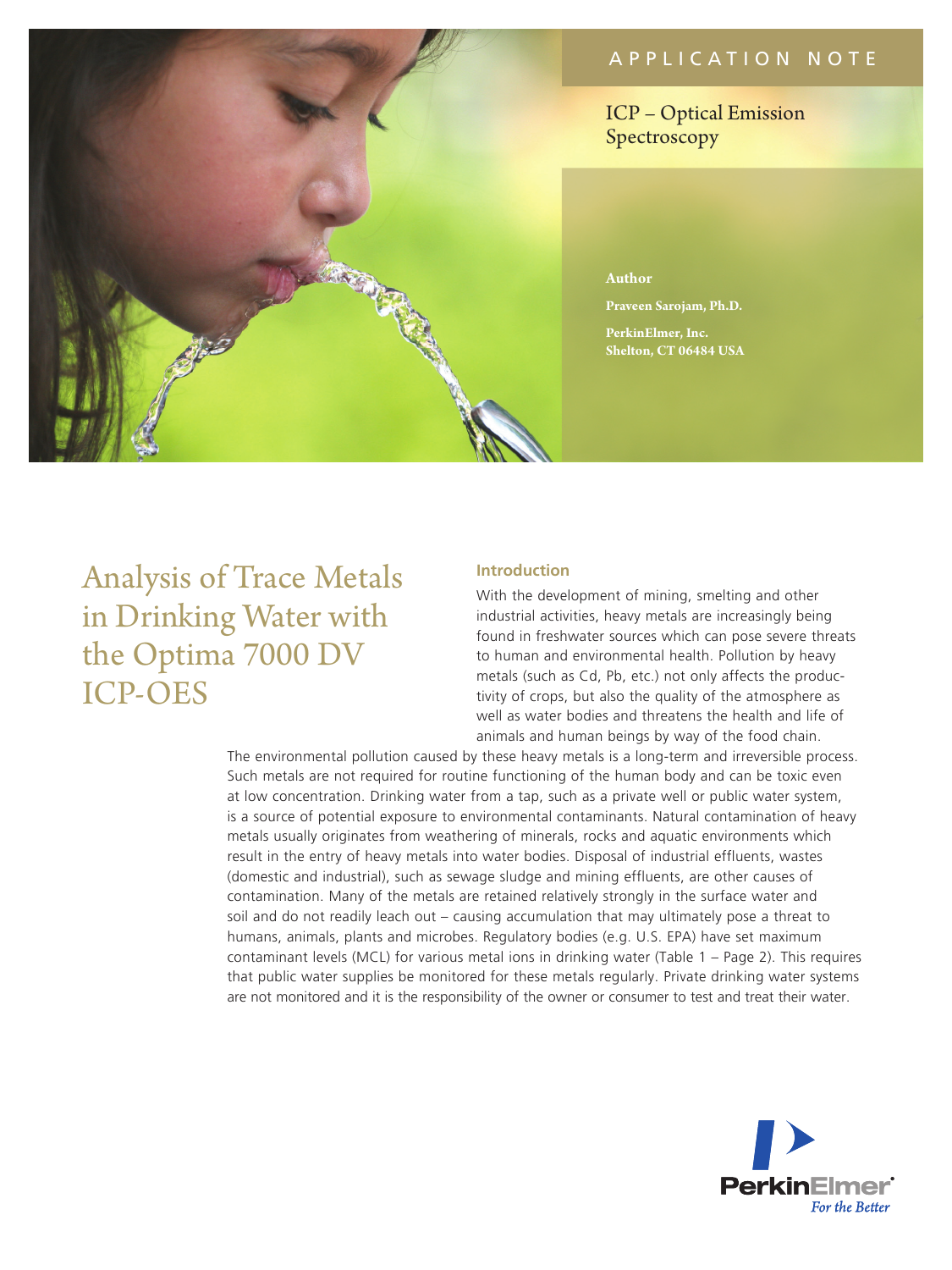APPLICATION NOTE

ICP – Optical Emission Spectroscopy

**Author**

**Praveen Sarojam, Ph.D.**

**PerkinElmer, Inc.**
**Shelton, CT 06484 USA**

# Analysis of Trace Metals in Drinking Water with the Optima 7000 DV ICP-OES

## Introduction

With the development of mining, smelting and other industrial activities, heavy metals are increasingly being found in freshwater sources which can pose severe threats to human and environmental health. Pollution by heavy metals (such as Cd, Pb, etc.) not only affects the productivity of crops, but also the quality of the atmosphere as well as water bodies and threatens the health and life of animals and human beings by way of the food chain. The environmental pollution caused by these heavy metals is a long-term and irreversible process. Such metals are not required for routine functioning of the human body and can be toxic even at low concentration. Drinking water from a tap, such as a private well or public water system, is a source of potential exposure to environmental contaminants. Natural contamination of heavy metals usually originates from weathering of minerals, rocks and aquatic environments which result in the entry of heavy metals into water bodies. Disposal of industrial effluents, wastes (domestic and industrial), such as sewage sludge and mining effluents, are other causes of contamination. Many of the metals are retained relatively strongly in the surface water and soil and do not readily leach out – causing accumulation that may ultimately pose a threat to humans, animals, plants and microbes. Regulatory bodies (e.g. U.S. EPA) have set maximum contaminant levels (MCL) for various metal ions in drinking water (Table 1 – Page 2). This requires that public water supplies be monitored for these metals regularly. Private drinking water systems are not monitored and it is the responsibility of the owner or consumer to test and treat their water.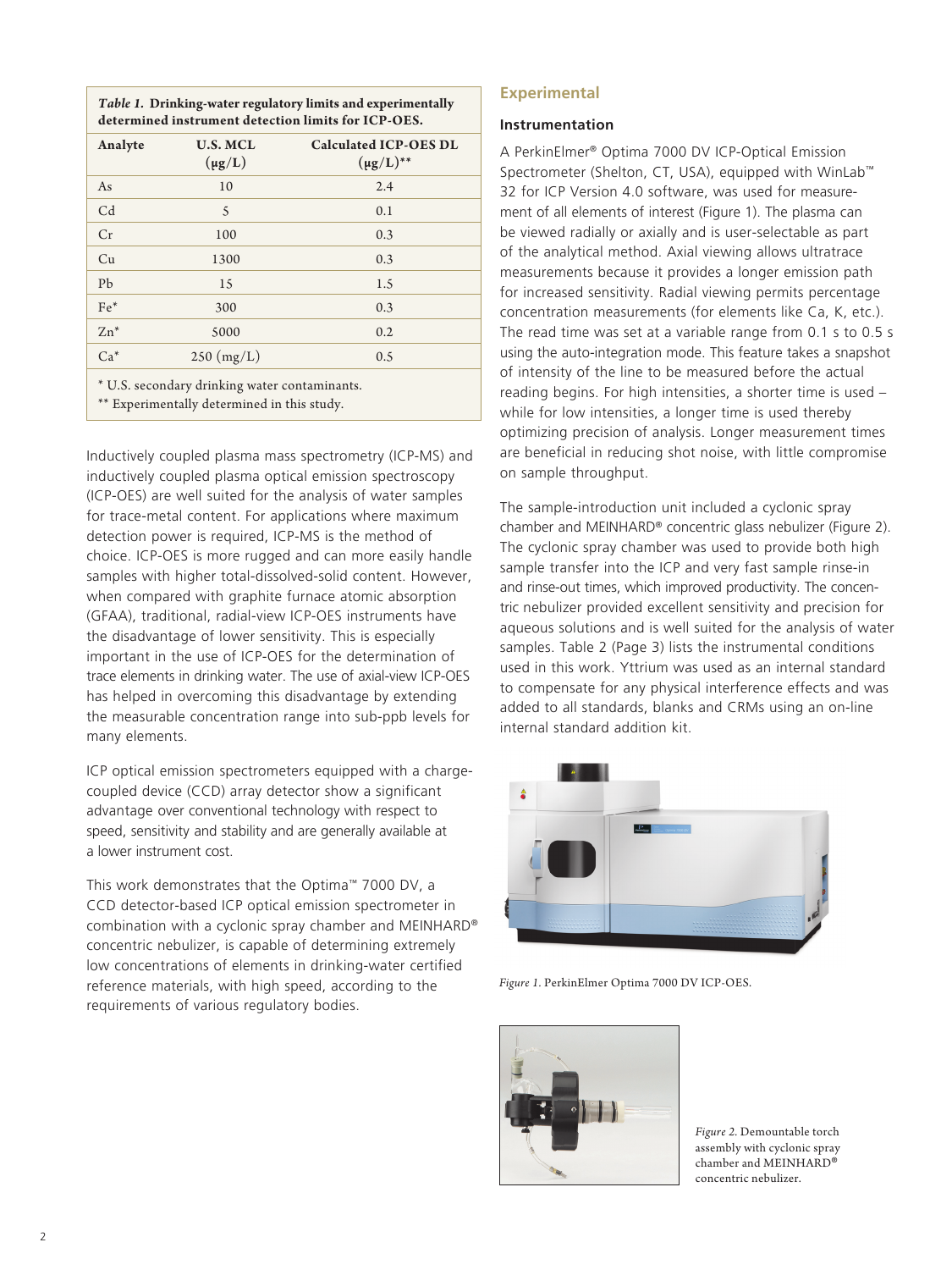*Table 1.* **Drinking-water regulatory limits and experimentally determined instrument detection limits for ICP-OES.**

| Analyte | U.S. MCL (µg/L) | Calculated ICP-OES DL (µg/L)** |
|---|---|---|
| As | 10 | 2.4 |
| Cd | 5 | 0.1 |
| Cr | 100 | 0.3 |
| Cu | 1300 | 0.3 |
| Pb | 15 | 1.5 |
| Fe* | 300 | 0.3 |
| Zn* | 5000 | 0.2 |
| Ca* | 250 (mg/L) | 0.5 |

\* U.S. secondary drinking water contaminants.
** Experimentally determined in this study.

Inductively coupled plasma mass spectrometry (ICP-MS) and inductively coupled plasma optical emission spectroscopy (ICP-OES) are well suited for the analysis of water samples for trace-metal content. For applications where maximum detection power is required, ICP-MS is the method of choice. ICP-OES is more rugged and can more easily handle samples with higher total-dissolved-solid content. However, when compared with graphite furnace atomic absorption (GFAA), traditional, radial-view ICP-OES instruments have the disadvantage of lower sensitivity. This is especially important in the use of ICP-OES for the determination of trace elements in drinking water. The use of axial-view ICP-OES has helped in overcoming this disadvantage by extending the measurable concentration range into sub-ppb levels for many elements.

ICP optical emission spectrometers equipped with a charge-coupled device (CCD) array detector show a significant advantage over conventional technology with respect to speed, sensitivity and stability and are generally available at a lower instrument cost.

This work demonstrates that the Optima™ 7000 DV, a CCD detector-based ICP optical emission spectrometer in combination with a cyclonic spray chamber and MEINHARD® concentric nebulizer, is capable of determining extremely low concentrations of elements in drinking-water certified reference materials, with high speed, according to the requirements of various regulatory bodies.

## Experimental

### Instrumentation

A PerkinElmer® Optima 7000 DV ICP-Optical Emission Spectrometer (Shelton, CT, USA), equipped with WinLab™ 32 for ICP Version 4.0 software, was used for measurement of all elements of interest (Figure 1). The plasma can be viewed radially or axially and is user-selectable as part of the analytical method. Axial viewing allows ultratrace measurements because it provides a longer emission path for increased sensitivity. Radial viewing permits percentage concentration measurements (for elements like Ca, K, etc.). The read time was set at a variable range from 0.1 s to 0.5 s using the auto-integration mode. This feature takes a snapshot of intensity of the line to be measured before the actual reading begins. For high intensities, a shorter time is used – while for low intensities, a longer time is used thereby optimizing precision of analysis. Longer measurement times are beneficial in reducing shot noise, with little compromise on sample throughput.

The sample-introduction unit included a cyclonic spray chamber and MEINHARD® concentric glass nebulizer (Figure 2). The cyclonic spray chamber was used to provide both high sample transfer into the ICP and very fast sample rinse-in and rinse-out times, which improved productivity. The concentric nebulizer provided excellent sensitivity and precision for aqueous solutions and is well suited for the analysis of water samples. Table 2 (Page 3) lists the instrumental conditions used in this work. Yttrium was used as an internal standard to compensate for any physical interference effects and was added to all standards, blanks and CRMs using an on-line internal standard addition kit.

*Figure 1.* PerkinElmer Optima 7000 DV ICP-OES.

*Figure 2.* Demountable torch assembly with cyclonic spray chamber and MEINHARD® concentric nebulizer.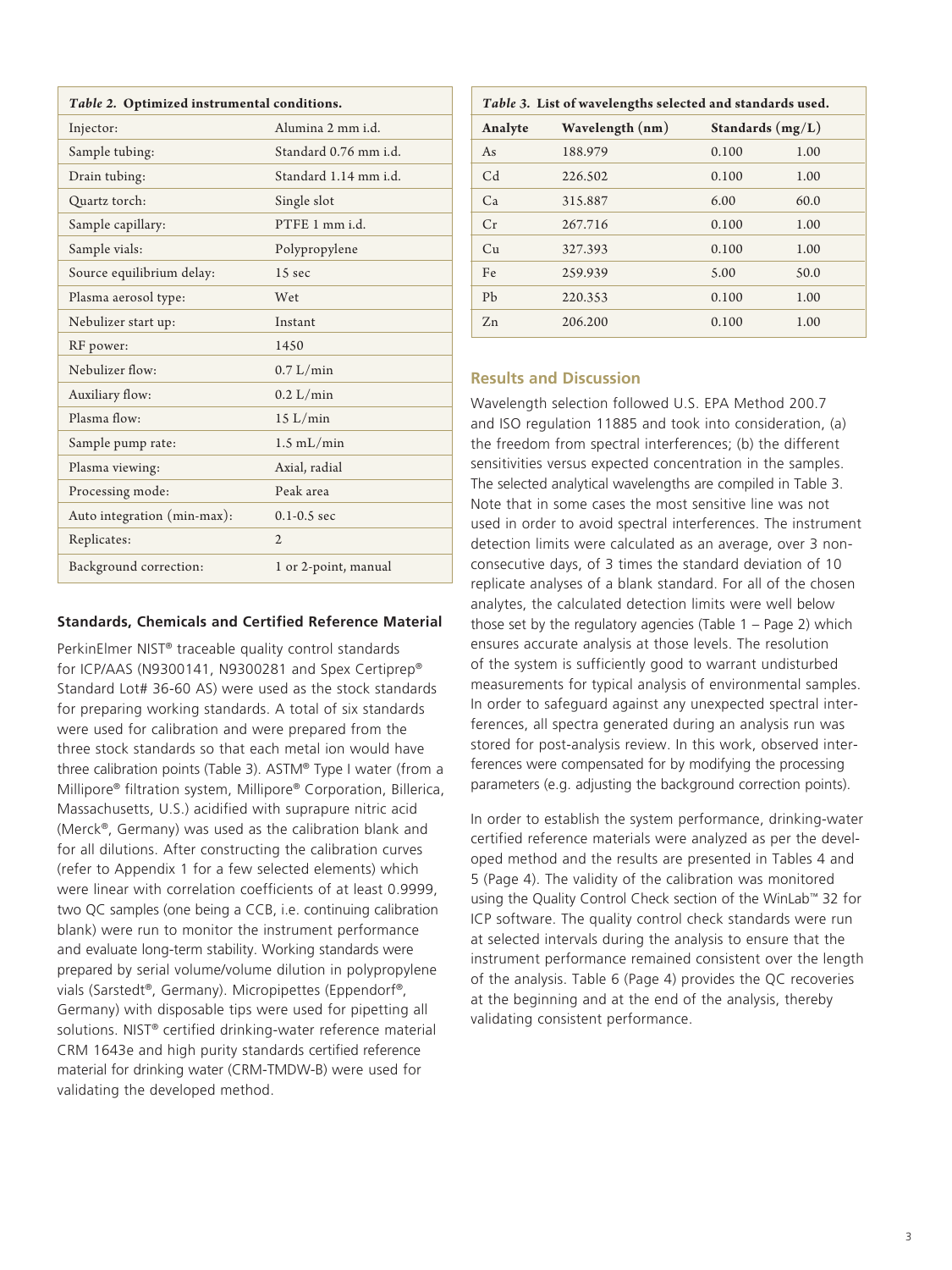*Table 2.* **Optimized instrumental conditions.**

| | |
|---|---|
| Injector: | Alumina 2 mm i.d. |
| Sample tubing: | Standard 0.76 mm i.d. |
| Drain tubing: | Standard 1.14 mm i.d. |
| Quartz torch: | Single slot |
| Sample capillary: | PTFE 1 mm i.d. |
| Sample vials: | Polypropylene |
| Source equilibrium delay: | 15 sec |
| Plasma aerosol type: | Wet |
| Nebulizer start up: | Instant |
| RF power: | 1450 |
| Nebulizer flow: | 0.7 L/min |
| Auxiliary flow: | 0.2 L/min |
| Plasma flow: | 15 L/min |
| Sample pump rate: | 1.5 mL/min |
| Plasma viewing: | Axial, radial |
| Processing mode: | Peak area |
| Auto integration (min-max): | 0.1-0.5 sec |
| Replicates: | 2 |
| Background correction: | 1 or 2-point, manual |

### Standards, Chemicals and Certified Reference Material

PerkinElmer NIST® traceable quality control standards for ICP/AAS (N9300141, N9300281 and Spex Certiprep® Standard Lot# 36-60 AS) were used as the stock standards for preparing working standards. A total of six standards were used for calibration and were prepared from the three stock standards so that each metal ion would have three calibration points (Table 3). ASTM® Type I water (from a Millipore® filtration system, Millipore® Corporation, Billerica, Massachusetts, U.S.) acidified with suprapure nitric acid (Merck®, Germany) was used as the calibration blank and for all dilutions. After constructing the calibration curves (refer to Appendix 1 for a few selected elements) which were linear with correlation coefficients of at least 0.9999, two QC samples (one being a CCB, i.e. continuing calibration blank) were run to monitor the instrument performance and evaluate long-term stability. Working standards were prepared by serial volume/volume dilution in polypropylene vials (Sarstedt®, Germany). Micropipettes (Eppendorf®, Germany) with disposable tips were used for pipetting all solutions. NIST® certified drinking-water reference material CRM 1643e and high purity standards certified reference material for drinking water (CRM-TMDW-B) were used for validating the developed method.

*Table 3.* **List of wavelengths selected and standards used.**

| Analyte | Wavelength (nm) | Standards (mg/L) | |
|---|---|---|---|
| As | 188.979 | 0.100 | 1.00 |
| Cd | 226.502 | 0.100 | 1.00 |
| Ca | 315.887 | 6.00 | 60.0 |
| Cr | 267.716 | 0.100 | 1.00 |
| Cu | 327.393 | 0.100 | 1.00 |
| Fe | 259.939 | 5.00 | 50.0 |
| Pb | 220.353 | 0.100 | 1.00 |
| Zn | 206.200 | 0.100 | 1.00 |

## Results and Discussion

Wavelength selection followed U.S. EPA Method 200.7 and ISO regulation 11885 and took into consideration, (a) the freedom from spectral interferences; (b) the different sensitivities versus expected concentration in the samples. The selected analytical wavelengths are compiled in Table 3. Note that in some cases the most sensitive line was not used in order to avoid spectral interferences. The instrument detection limits were calculated as an average, over 3 non-consecutive days, of 3 times the standard deviation of 10 replicate analyses of a blank standard. For all of the chosen analytes, the calculated detection limits were well below those set by the regulatory agencies (Table 1 – Page 2) which ensures accurate analysis at those levels. The resolution of the system is sufficiently good to warrant undisturbed measurements for typical analysis of environmental samples. In order to safeguard against any unexpected spectral interferences, all spectra generated during an analysis run was stored for post-analysis review. In this work, observed interferences were compensated for by modifying the processing parameters (e.g. adjusting the background correction points).

In order to establish the system performance, drinking-water certified reference materials were analyzed as per the developed method and the results are presented in Tables 4 and 5 (Page 4). The validity of the calibration was monitored using the Quality Control Check section of the WinLab™ 32 for ICP software. The quality control check standards were run at selected intervals during the analysis to ensure that the instrument performance remained consistent over the length of the analysis. Table 6 (Page 4) provides the QC recoveries at the beginning and at the end of the analysis, thereby validating consistent performance.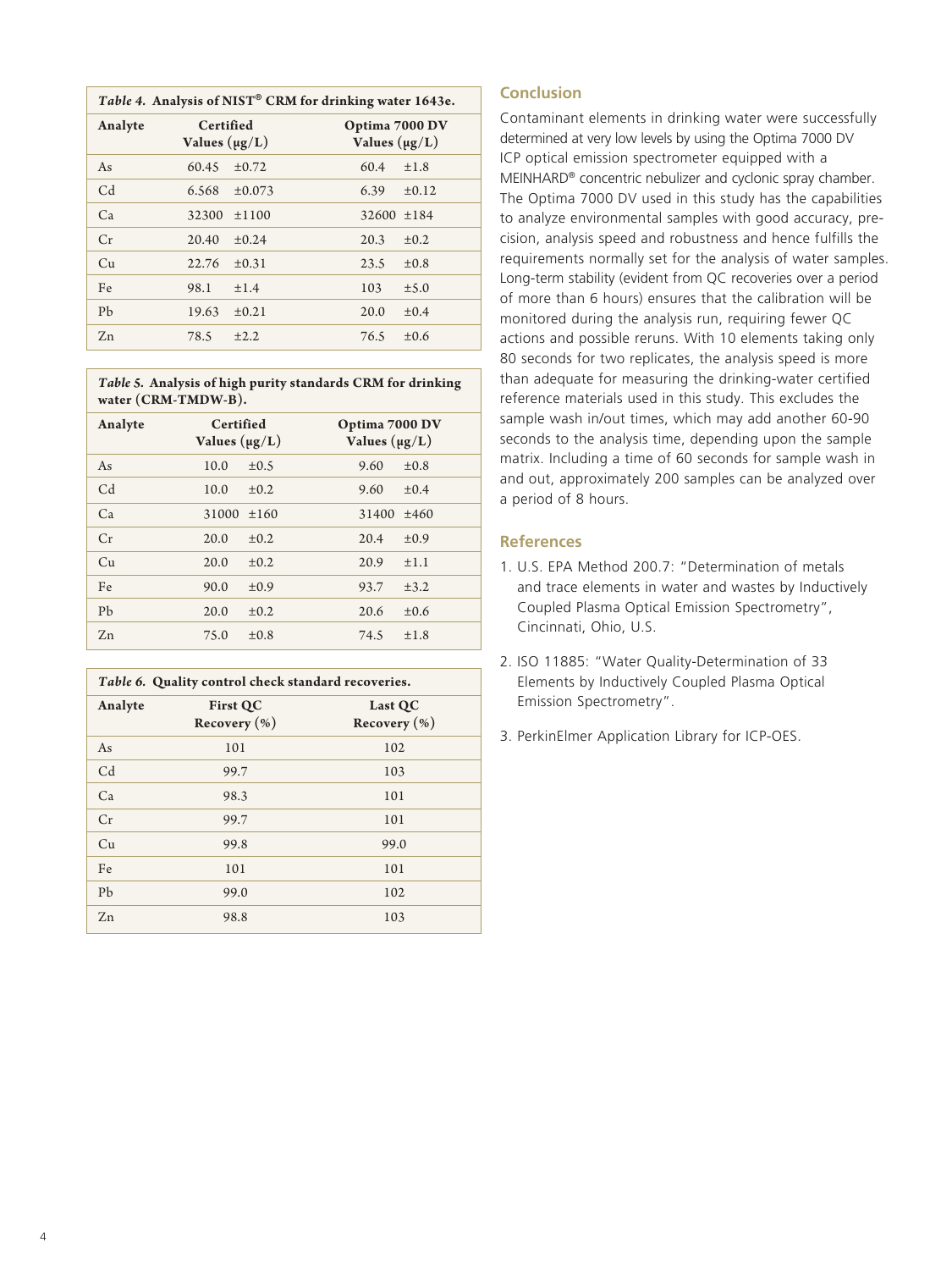*Table 4.* **Analysis of NIST® CRM for drinking water 1643e.**

| Analyte | Certified Values (µg/L) | Optima 7000 DV Values (µg/L) |
|---|---|---|
| As | 60.45 ±0.72 | 60.4 ±1.8 |
| Cd | 6.568 ±0.073 | 6.39 ±0.12 |
| Ca | 32300 ±1100 | 32600 ±184 |
| Cr | 20.40 ±0.24 | 20.3 ±0.2 |
| Cu | 22.76 ±0.31 | 23.5 ±0.8 |
| Fe | 98.1 ±1.4 | 103 ±5.0 |
| Pb | 19.63 ±0.21 | 20.0 ±0.4 |
| Zn | 78.5 ±2.2 | 76.5 ±0.6 |

*Table 5.* **Analysis of high purity standards CRM for drinking water (CRM-TMDW-B).**

| Analyte | Certified Values (µg/L) | Optima 7000 DV Values (µg/L) |
|---|---|---|
| As | 10.0 ±0.5 | 9.60 ±0.8 |
| Cd | 10.0 ±0.2 | 9.60 ±0.4 |
| Ca | 31000 ±160 | 31400 ±460 |
| Cr | 20.0 ±0.2 | 20.4 ±0.9 |
| Cu | 20.0 ±0.2 | 20.9 ±1.1 |
| Fe | 90.0 ±0.9 | 93.7 ±3.2 |
| Pb | 20.0 ±0.2 | 20.6 ±0.6 |
| Zn | 75.0 ±0.8 | 74.5 ±1.8 |

*Table 6.* **Quality control check standard recoveries.**

| Analyte | First QC Recovery (%) | Last QC Recovery (%) |
|---|---|---|
| As | 101 | 102 |
| Cd | 99.7 | 103 |
| Ca | 98.3 | 101 |
| Cr | 99.7 | 101 |
| Cu | 99.8 | 99.0 |
| Fe | 101 | 101 |
| Pb | 99.0 | 102 |
| Zn | 98.8 | 103 |

## Conclusion

Contaminant elements in drinking water were successfully determined at very low levels by using the Optima 7000 DV ICP optical emission spectrometer equipped with a MEINHARD® concentric nebulizer and cyclonic spray chamber. The Optima 7000 DV used in this study has the capabilities to analyze environmental samples with good accuracy, precision, analysis speed and robustness and hence fulfills the requirements normally set for the analysis of water samples. Long-term stability (evident from QC recoveries over a period of more than 6 hours) ensures that the calibration will be monitored during the analysis run, requiring fewer QC actions and possible reruns. With 10 elements taking only 80 seconds for two replicates, the analysis speed is more than adequate for measuring the drinking-water certified reference materials used in this study. This excludes the sample wash in/out times, which may add another 60-90 seconds to the analysis time, depending upon the sample matrix. Including a time of 60 seconds for sample wash in and out, approximately 200 samples can be analyzed over a period of 8 hours.

## References

1. U.S. EPA Method 200.7: "Determination of metals and trace elements in water and wastes by Inductively Coupled Plasma Optical Emission Spectrometry", Cincinnati, Ohio, U.S.
2. ISO 11885: "Water Quality-Determination of 33 Elements by Inductively Coupled Plasma Optical Emission Spectrometry".
3. PerkinElmer Application Library for ICP-OES.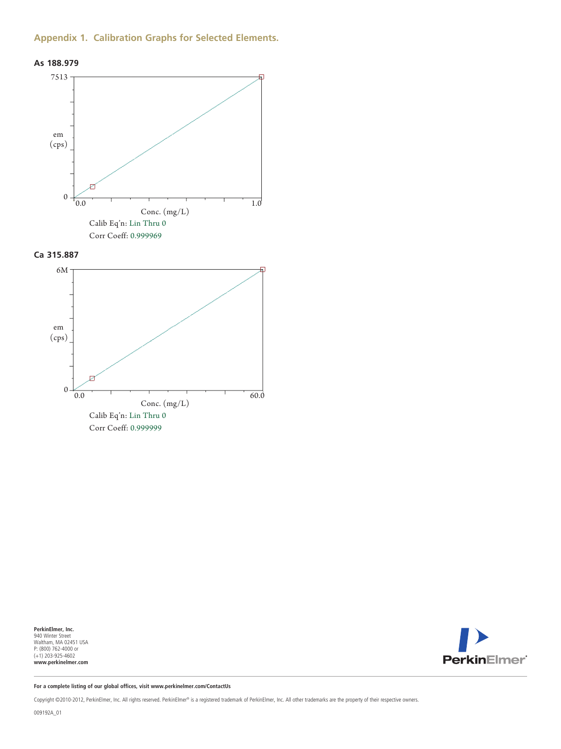## Appendix 1. Calibration Graphs for Selected Elements.

### As 188.979

7513

em
(cps)

0

0.0

1.0

Conc. (mg/L)

Calib Eq'n: Lin Thru 0

Corr Coeff: 0.999969

### Ca 315.887

6M

em
(cps)

0

0.0

60.0

Conc. (mg/L)

Calib Eq'n: Lin Thru 0

Corr Coeff: 0.999999

**PerkinElmer, Inc.**
940 Winter Street
Waltham, MA 02451 USA
P: (800) 762-4000 or
(+1) 203-925-4602
**www.perkinelmer.com**

**For a complete listing of our global offices, visit www.perkinelmer.com/ContactUs**

Copyright ©2010-2012, PerkinElmer, Inc. All rights reserved. PerkinElmer® is a registered trademark of PerkinElmer, Inc. All other trademarks are the property of their respective owners.

009192A_01